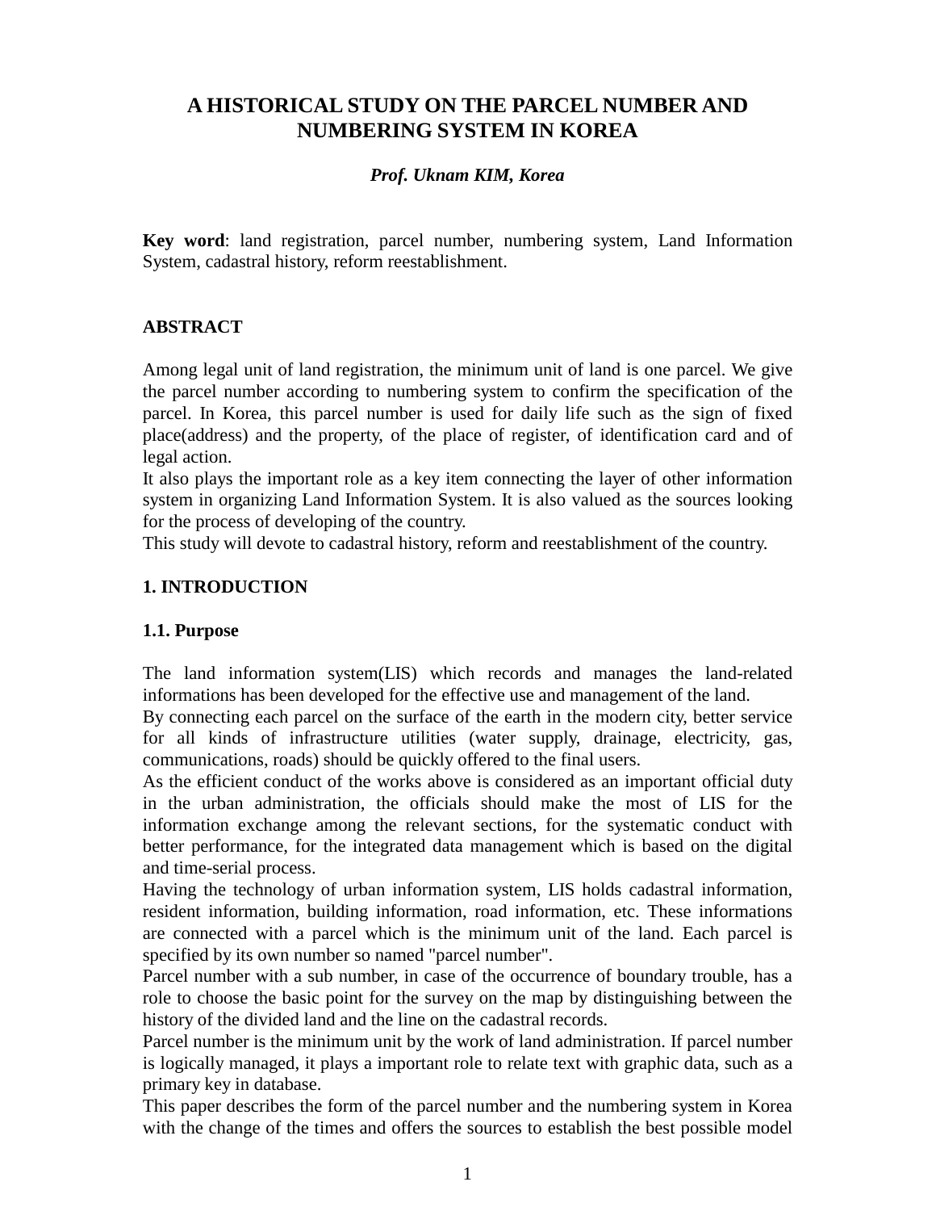# A HISTORICAL STUDY ON THE PARCEL NUMBER AND NUMBERING SYSTEM IN KOREA

***Prof. Uknam KIM, Korea***

**Key word**: land registration, parcel number, numbering system, Land Information System, cadastral history, reform reestablishment.

## ABSTRACT

Among legal unit of land registration, the minimum unit of land is one parcel. We give the parcel number according to numbering system to confirm the specification of the parcel. In Korea, this parcel number is used for daily life such as the sign of fixed place(address) and the property, of the place of register, of identification card and of legal action.
It also plays the important role as a key item connecting the layer of other information system in organizing Land Information System. It is also valued as the sources looking for the process of developing of the country.
This study will devote to cadastral history, reform and reestablishment of the country.

## 1. INTRODUCTION

### 1.1. Purpose

The land information system(LIS) which records and manages the land-related informations has been developed for the effective use and management of the land.
By connecting each parcel on the surface of the earth in the modern city, better service for all kinds of infrastructure utilities (water supply, drainage, electricity, gas, communications, roads) should be quickly offered to the final users.
As the efficient conduct of the works above is considered as an important official duty in the urban administration, the officials should make the most of LIS for the information exchange among the relevant sections, for the systematic conduct with better performance, for the integrated data management which is based on the digital and time-serial process.
Having the technology of urban information system, LIS holds cadastral information, resident information, building information, road information, etc. These informations are connected with a parcel which is the minimum unit of the land. Each parcel is specified by its own number so named "parcel number".
Parcel number with a sub number, in case of the occurrence of boundary trouble, has a role to choose the basic point for the survey on the map by distinguishing between the history of the divided land and the line on the cadastral records.
Parcel number is the minimum unit by the work of land administration. If parcel number is logically managed, it plays a important role to relate text with graphic data, such as a primary key in database.
This paper describes the form of the parcel number and the numbering system in Korea with the change of the times and offers the sources to establish the best possible model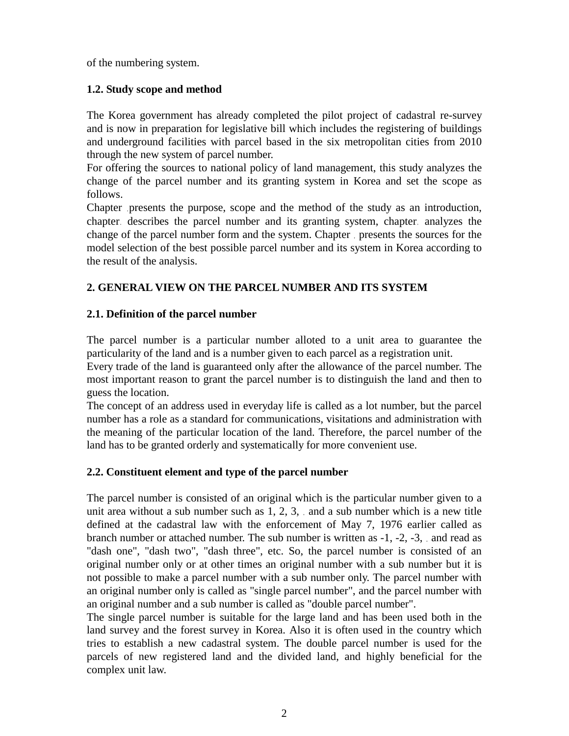of the numbering system.

### 1.2. Study scope and method

The Korea government has already completed the pilot project of cadastral re-survey and is now in preparation for legislative bill which includes the registering of buildings and underground facilities with parcel based in the six metropolitan cities from 2010 through the new system of parcel number.

For offering the sources to national policy of land management, this study analyzes the change of the parcel number and its granting system in Korea and set the scope as follows.

Chapter . presents the purpose, scope and the method of the study as an introduction, chapter. describes the parcel number and its granting system, chapter. analyzes the change of the parcel number form and the system. Chapter . presents the sources for the model selection of the best possible parcel number and its system in Korea according to the result of the analysis.

## 2. GENERAL VIEW ON THE PARCEL NUMBER AND ITS SYSTEM

### 2.1. Definition of the parcel number

The parcel number is a particular number alloted to a unit area to guarantee the particularity of the land and is a number given to each parcel as a registration unit.

Every trade of the land is guaranteed only after the allowance of the parcel number. The most important reason to grant the parcel number is to distinguish the land and then to guess the location.

The concept of an address used in everyday life is called as a lot number, but the parcel number has a role as a standard for communications, visitations and administration with the meaning of the particular location of the land. Therefore, the parcel number of the land has to be granted orderly and systematically for more convenient use.

### 2.2. Constituent element and type of the parcel number

The parcel number is consisted of an original which is the particular number given to a unit area without a sub number such as 1, 2, 3, . and a sub number which is a new title defined at the cadastral law with the enforcement of May 7, 1976 earlier called as branch number or attached number. The sub number is written as -1, -2, -3, . and read as "dash one", "dash two", "dash three", etc. So, the parcel number is consisted of an original number only or at other times an original number with a sub number but it is not possible to make a parcel number with a sub number only. The parcel number with an original number only is called as "single parcel number", and the parcel number with an original number and a sub number is called as "double parcel number".

The single parcel number is suitable for the large land and has been used both in the land survey and the forest survey in Korea. Also it is often used in the country which tries to establish a new cadastral system. The double parcel number is used for the parcels of new registered land and the divided land, and highly beneficial for the complex unit law.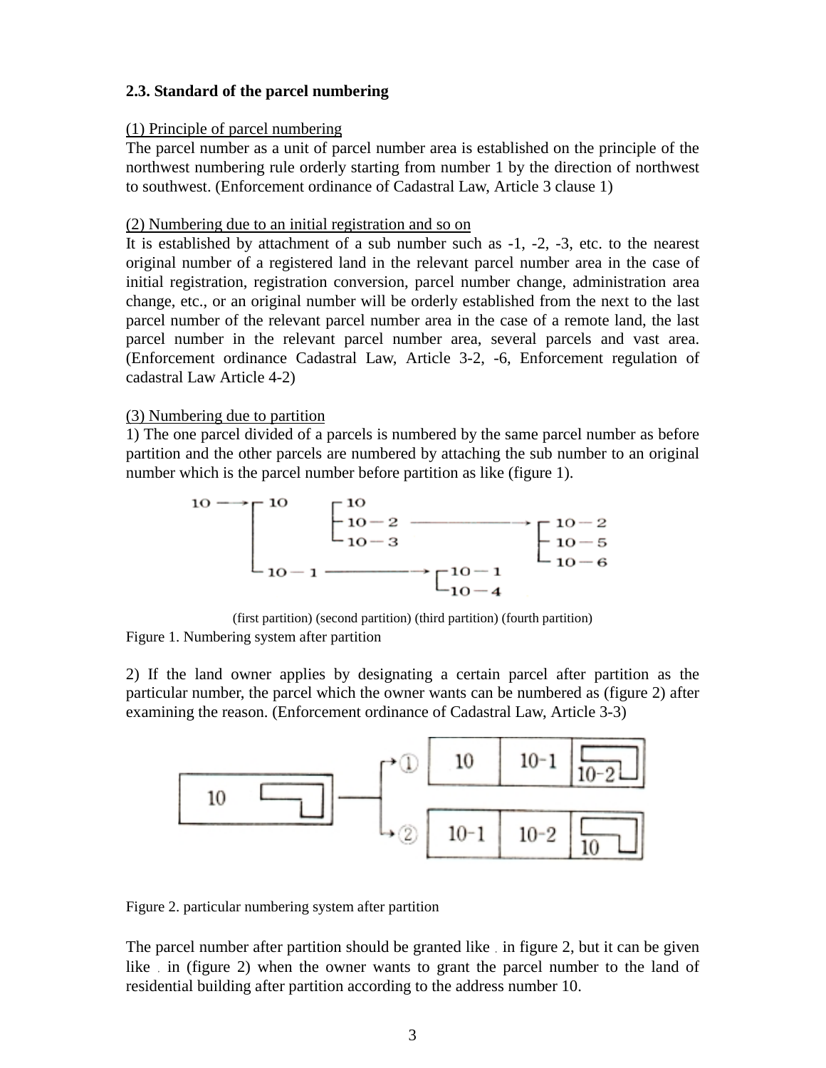**2.3. Standard of the parcel numbering**

(1) Principle of parcel numbering

The parcel number as a unit of parcel number area is established on the principle of the northwest numbering rule orderly starting from number 1 by the direction of northwest to southwest. (Enforcement ordinance of Cadastral Law, Article 3 clause 1)

(2) Numbering due to an initial registration and so on

It is established by attachment of a sub number such as -1, -2, -3, etc. to the nearest original number of a registered land in the relevant parcel number area in the case of initial registration, registration conversion, parcel number change, administration area change, etc., or an original number will be orderly established from the next to the last parcel number of the relevant parcel number area in the case of a remote land, the last parcel number in the relevant parcel number area, several parcels and vast area. (Enforcement ordinance Cadastral Law, Article 3-2, -6, Enforcement regulation of cadastral Law Article 4-2)

(3) Numbering due to partition

1) The one parcel divided of a parcels is numbered by the same parcel number as before partition and the other parcels are numbered by attaching the sub number to an original number which is the parcel number before partition as like (figure 1).

```
10 ──→ ┌ 10        ┌ 10
       │           ├ 10－2 ──────────→ ┌ 10－2
       │           └ 10－3              ├ 10－5
       │                                └ 10－6
       └ 10－1 ──────────→ ┌ 10－1
                           └ 10－4
```

(first partition) (second partition) (third partition) (fourth partition)

Figure 1. Numbering system after partition

2) If the land owner applies by designating a certain parcel after partition as the particular number, the parcel which the owner wants can be numbered as (figure 2) after examining the reason. (Enforcement ordinance of Cadastral Law, Article 3-3)

```
                ┌→ ① | 10   | 10-1 | 10-2 |
| 10 |  ───────┤
                └→ ② | 10-1 | 10-2 | 10   |
```

Figure 2. particular numbering system after partition

The parcel number after partition should be granted like . in figure 2, but it can be given like . in (figure 2) when the owner wants to grant the parcel number to the land of residential building after partition according to the address number 10.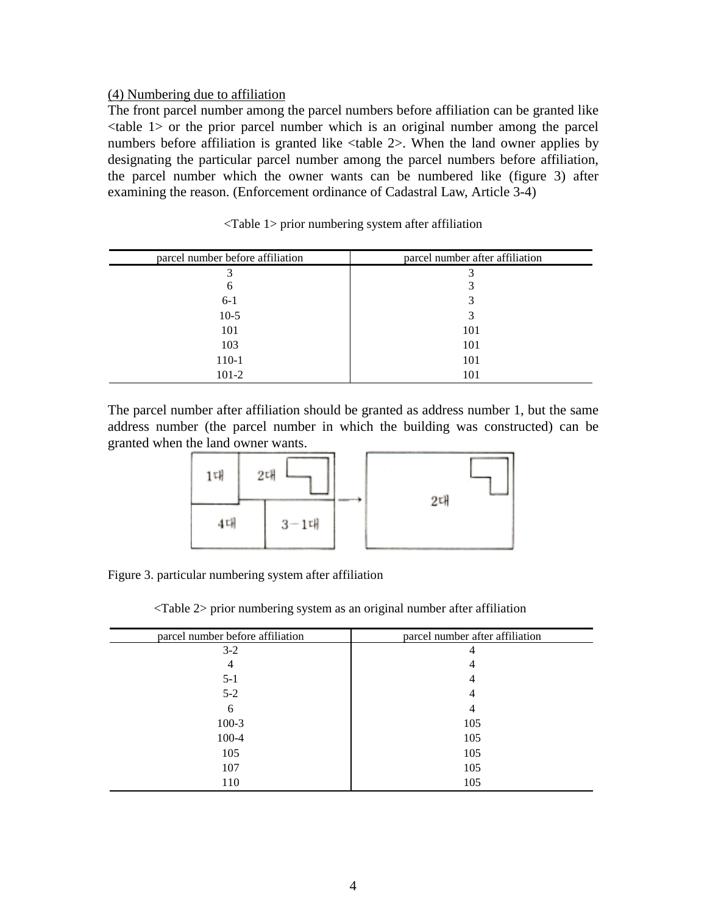(4) Numbering due to affiliation

The front parcel number among the parcel numbers before affiliation can be granted like <table 1> or the prior parcel number which is an original number among the parcel numbers before affiliation is granted like <table 2>. When the land owner applies by designating the particular parcel number among the parcel numbers before affiliation, the parcel number which the owner wants can be numbered like (figure 3) after examining the reason. (Enforcement ordinance of Cadastral Law, Article 3-4)

<Table 1> prior numbering system after affiliation

| parcel number before affiliation | parcel number after affiliation |
|---|---|
| 3 | 3 |
| 6 | 3 |
| 6-1 | 3 |
| 10-5 | 3 |
| 101 | 101 |
| 103 | 101 |
| 110-1 | 101 |
| 101-2 | 101 |

The parcel number after affiliation should be granted as address number 1, but the same address number (the parcel number in which the building was constructed) can be granted when the land owner wants.

Figure 3. particular numbering system after affiliation

<Table 2> prior numbering system as an original number after affiliation

| parcel number before affiliation | parcel number after affiliation |
|---|---|
| 3-2 | 4 |
| 4 | 4 |
| 5-1 | 4 |
| 5-2 | 4 |
| 6 | 4 |
| 100-3 | 105 |
| 100-4 | 105 |
| 105 | 105 |
| 107 | 105 |
| 110 | 105 |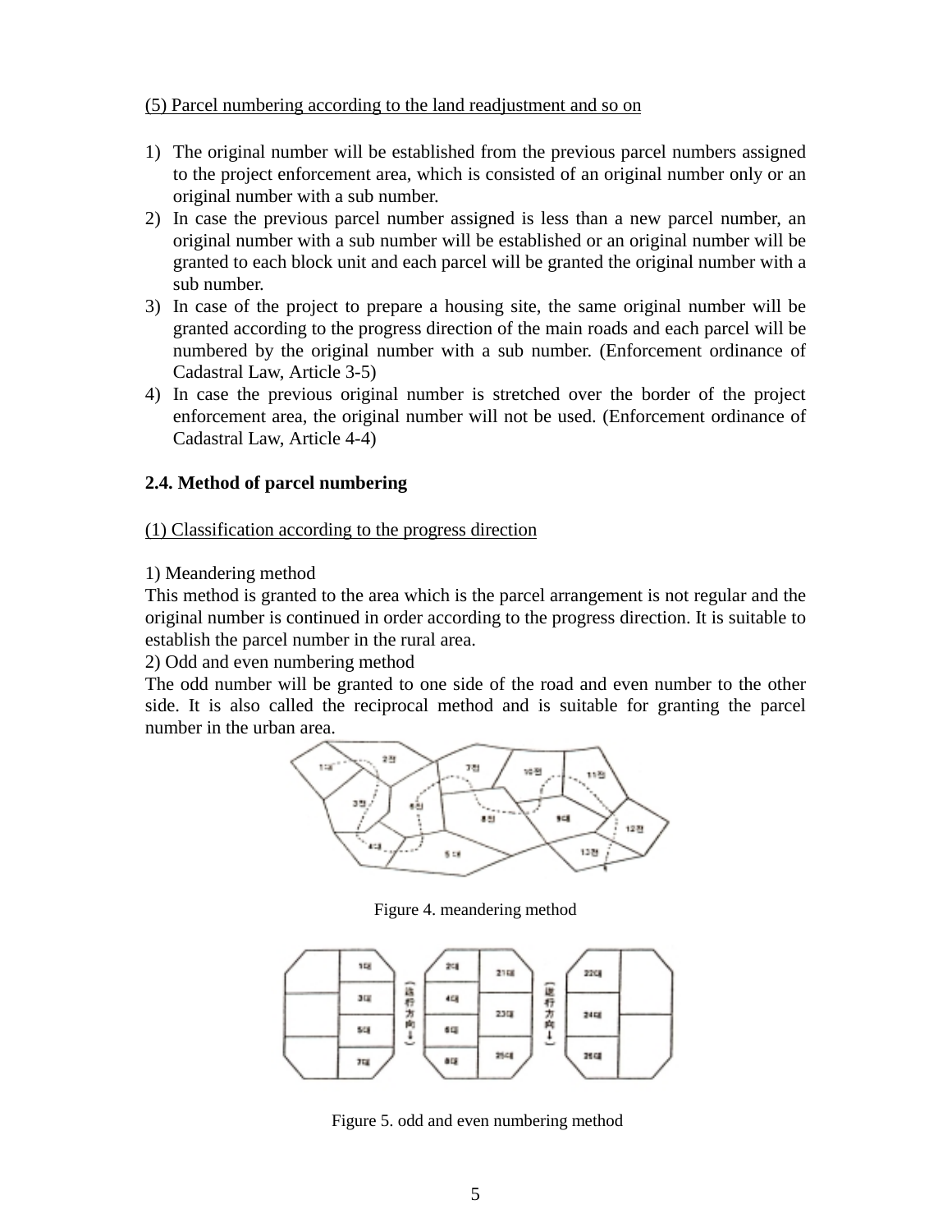(5) Parcel numbering according to the land readjustment and so on

1) The original number will be established from the previous parcel numbers assigned to the project enforcement area, which is consisted of an original number only or an original number with a sub number.
2) In case the previous parcel number assigned is less than a new parcel number, an original number with a sub number will be established or an original number will be granted to each block unit and each parcel will be granted the original number with a sub number.
3) In case of the project to prepare a housing site, the same original number will be granted according to the progress direction of the main roads and each parcel will be numbered by the original number with a sub number. (Enforcement ordinance of Cadastral Law, Article 3-5)
4) In case the previous original number is stretched over the border of the project enforcement area, the original number will not be used. (Enforcement ordinance of Cadastral Law, Article 4-4)

**2.4. Method of parcel numbering**

(1) Classification according to the progress direction

1) Meandering method

This method is granted to the area which is the parcel arrangement is not regular and the original number is continued in order according to the progress direction. It is suitable to establish the parcel number in the rural area.

2) Odd and even numbering method

The odd number will be granted to one side of the road and even number to the other side. It is also called the reciprocal method and is suitable for granting the parcel number in the urban area.

Figure 4. meandering method

Figure 5. odd and even numbering method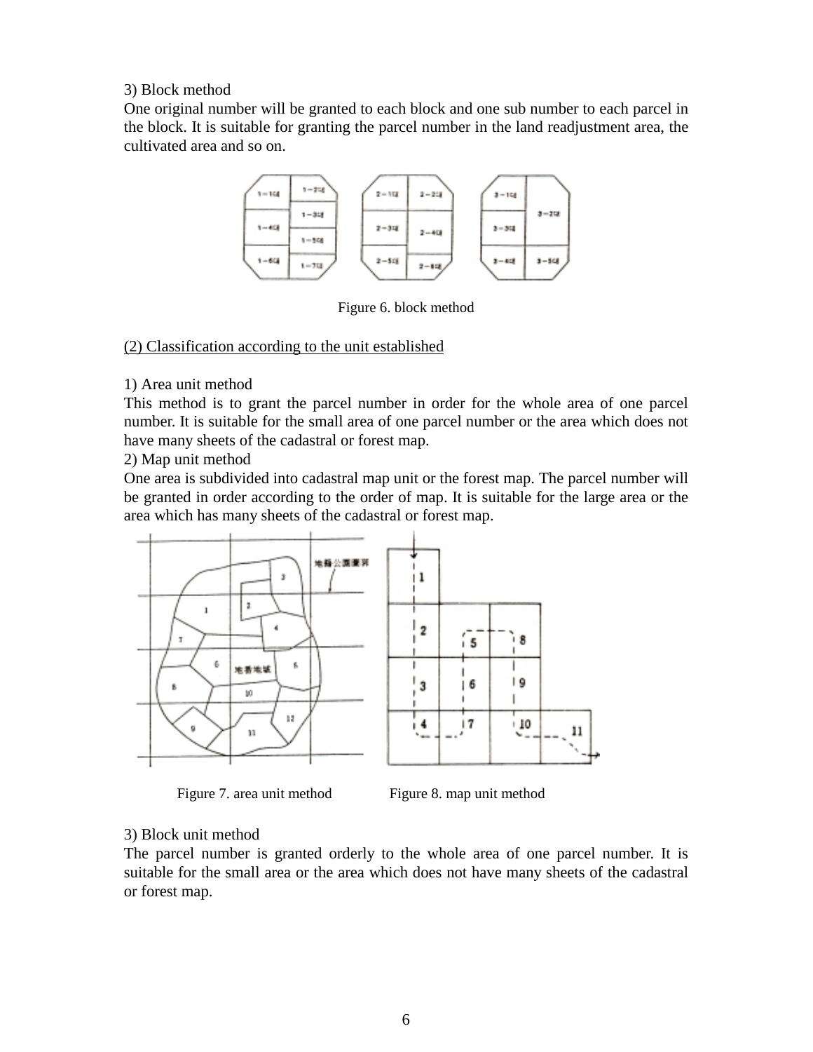3) Block method

One original number will be granted to each block and one sub number to each parcel in the block. It is suitable for granting the parcel number in the land readjustment area, the cultivated area and so on.

Figure 6. block method

<u>(2) Classification according to the unit established</u>

1) Area unit method

This method is to grant the parcel number in order for the whole area of one parcel number. It is suitable for the small area of one parcel number or the area which does not have many sheets of the cadastral or forest map.

2) Map unit method

One area is subdivided into cadastral map unit or the forest map. The parcel number will be granted in order according to the order of map. It is suitable for the large area or the area which has many sheets of the cadastral or forest map.

Figure 7. area unit method

Figure 8. map unit method

3) Block unit method

The parcel number is granted orderly to the whole area of one parcel number. It is suitable for the small area or the area which does not have many sheets of the cadastral or forest map.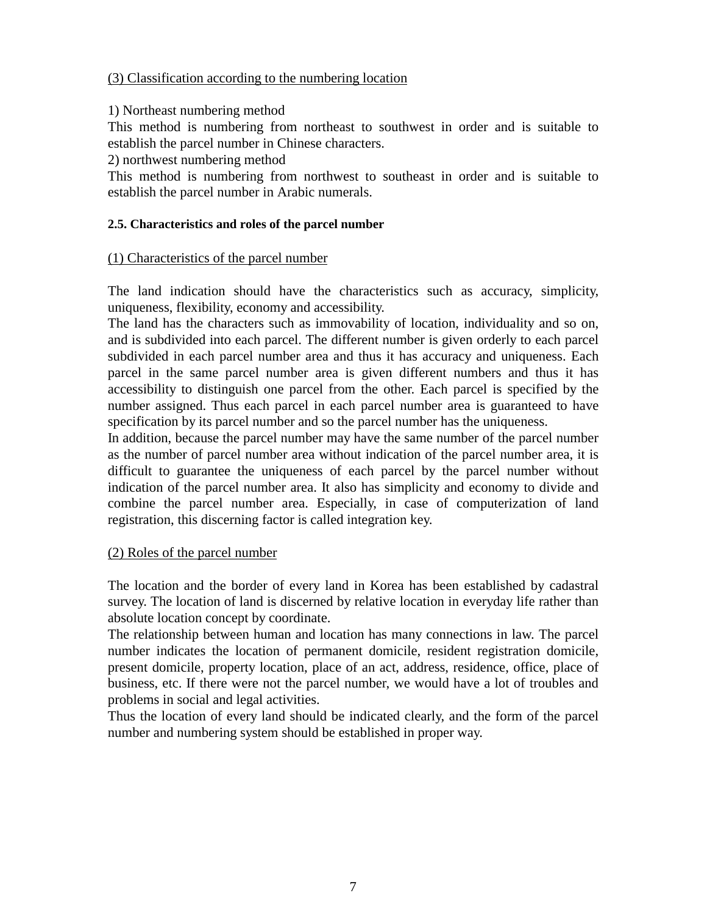(3) Classification according to the numbering location

1) Northeast numbering method

This method is numbering from northeast to southwest in order and is suitable to establish the parcel number in Chinese characters.

2) northwest numbering method

This method is numbering from northwest to southeast in order and is suitable to establish the parcel number in Arabic numerals.

#### 2.5. Characteristics and roles of the parcel number

(1) Characteristics of the parcel number

The land indication should have the characteristics such as accuracy, simplicity, uniqueness, flexibility, economy and accessibility.

The land has the characters such as immovability of location, individuality and so on, and is subdivided into each parcel. The different number is given orderly to each parcel subdivided in each parcel number area and thus it has accuracy and uniqueness. Each parcel in the same parcel number area is given different numbers and thus it has accessibility to distinguish one parcel from the other. Each parcel is specified by the number assigned. Thus each parcel in each parcel number area is guaranteed to have specification by its parcel number and so the parcel number has the uniqueness.

In addition, because the parcel number may have the same number of the parcel number as the number of parcel number area without indication of the parcel number area, it is difficult to guarantee the uniqueness of each parcel by the parcel number without indication of the parcel number area. It also has simplicity and economy to divide and combine the parcel number area. Especially, in case of computerization of land registration, this discerning factor is called integration key.

(2) Roles of the parcel number

The location and the border of every land in Korea has been established by cadastral survey. The location of land is discerned by relative location in everyday life rather than absolute location concept by coordinate.

The relationship between human and location has many connections in law. The parcel number indicates the location of permanent domicile, resident registration domicile, present domicile, property location, place of an act, address, residence, office, place of business, etc. If there were not the parcel number, we would have a lot of troubles and problems in social and legal activities.

Thus the location of every land should be indicated clearly, and the form of the parcel number and numbering system should be established in proper way.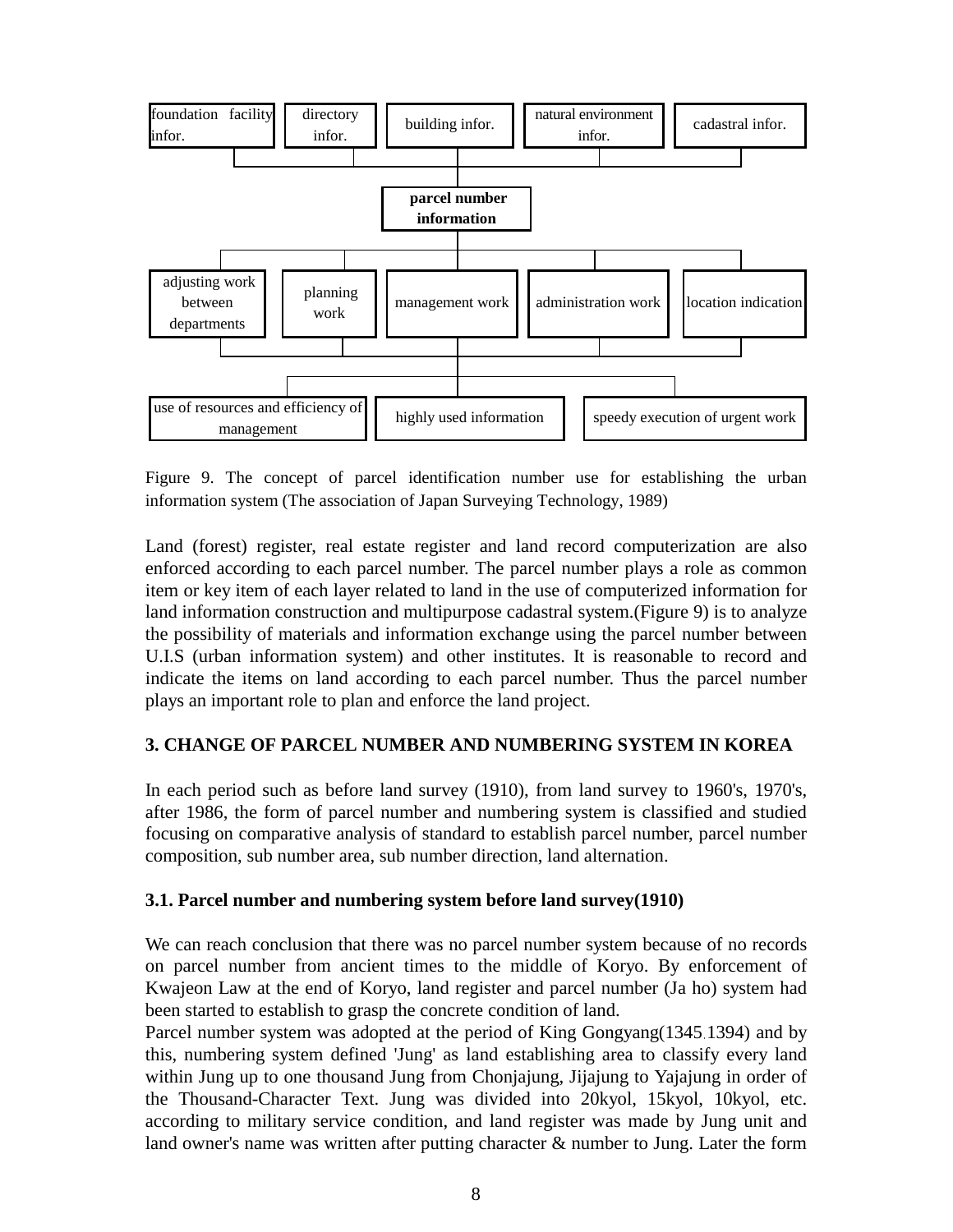foundation facility infor. | directory infor. | building infor. | natural environment infor. | cadastral infor.

**parcel number information**

adjusting work between departments | planning work | management work | administration work | location indication

use of resources and efficiency of management | highly used information | speedy execution of urgent work

Figure 9. The concept of parcel identification number use for establishing the urban information system (The association of Japan Surveying Technology, 1989)

Land (forest) register, real estate register and land record computerization are also enforced according to each parcel number. The parcel number plays a role as common item or key item of each layer related to land in the use of computerized information for land information construction and multipurpose cadastral system.(Figure 9) is to analyze the possibility of materials and information exchange using the parcel number between U.I.S (urban information system) and other institutes. It is reasonable to record and indicate the items on land according to each parcel number. Thus the parcel number plays an important role to plan and enforce the land project.

## 3. CHANGE OF PARCEL NUMBER AND NUMBERING SYSTEM IN KOREA

In each period such as before land survey (1910), from land survey to 1960's, 1970's, after 1986, the form of parcel number and numbering system is classified and studied focusing on comparative analysis of standard to establish parcel number, parcel number composition, sub number area, sub number direction, land alternation.

### 3.1. Parcel number and numbering system before land survey(1910)

We can reach conclusion that there was no parcel number system because of no records on parcel number from ancient times to the middle of Koryo. By enforcement of Kwajeon Law at the end of Koryo, land register and parcel number (Ja ho) system had been started to establish to grasp the concrete condition of land.
Parcel number system was adopted at the period of King Gongyang(1345.1394) and by this, numbering system defined 'Jung' as land establishing area to classify every land within Jung up to one thousand Jung from Chonjajung, Jijajung to Yajajung in order of the Thousand-Character Text. Jung was divided into 20kyol, 15kyol, 10kyol, etc. according to military service condition, and land register was made by Jung unit and land owner's name was written after putting character & number to Jung. Later the form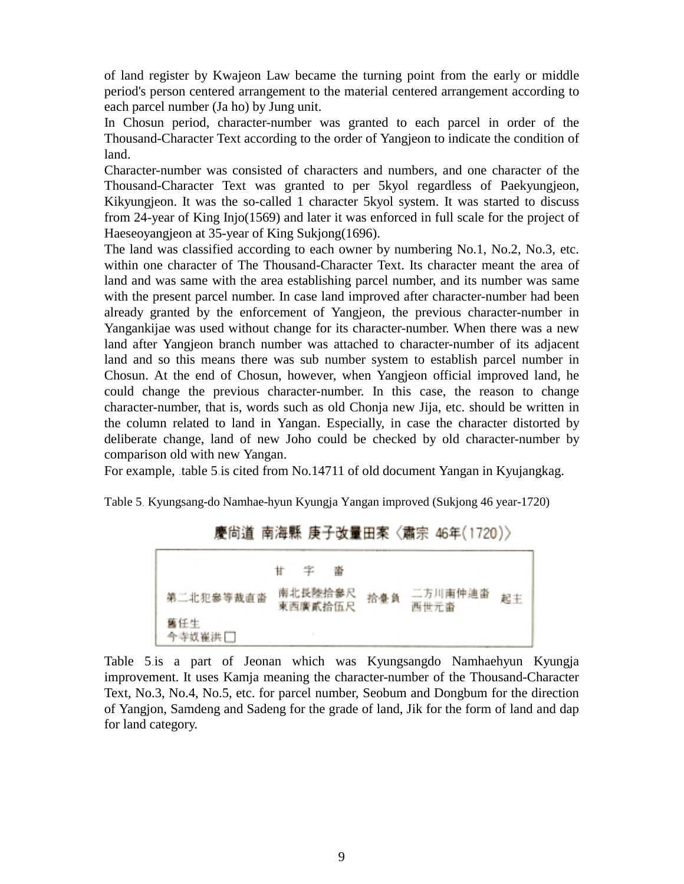of land register by Kwajeon Law became the turning point from the early or middle period's person centered arrangement to the material centered arrangement according to each parcel number (Ja ho) by Jung unit.

In Chosun period, character-number was granted to each parcel in order of the Thousand-Character Text according to the order of Yangjeon to indicate the condition of land.

Character-number was consisted of characters and numbers, and one character of the Thousand-Character Text was granted to per 5kyol regardless of Paekyungjeon, Kikyungjeon. It was the so-called 1 character 5kyol system. It was started to discuss from 24-year of King Injo(1569) and later it was enforced in full scale for the project of Haeseoyangjeon at 35-year of King Sukjong(1696).

The land was classified according to each owner by numbering No.1, No.2, No.3, etc. within one character of The Thousand-Character Text. Its character meant the area of land and was same with the area establishing parcel number, and its number was same with the present parcel number. In case land improved after character-number had been already granted by the enforcement of Yangjeon, the previous character-number in Yangankijae was used without change for its character-number. When there was a new land after Yangjeon branch number was attached to character-number of its adjacent land and so this means there was sub number system to establish parcel number in Chosun. At the end of Chosun, however, when Yangjeon official improved land, he could change the previous character-number. In this case, the reason to change character-number, that is, words such as old Chonja new Jija, etc. should be written in the column related to land in Yangan. Especially, in case the character distorted by deliberate change, land of new Joho could be checked by old character-number by comparison old with new Yangan.

For example, table 5 is cited from No.14711 of old document Yangan in Kyujangkag.

Table 5. Kyungsang-do Namhae-hyun Kyungja Yangan improved (Sukjong 46 year-1720)

慶尙道 南海縣 庚子改量田案〈肅宗 46年(1720)〉

| | 甘 字 畓 | | | |
|---|---|---|---|---|
| 第二北犯參等裁直畓 | 南北長陸拾參尺<br>東西廣貳拾伍尺 | 拾壹負 | 二方川南仲連畓<br>西世元畓 | 起主 |
| 舊任生<br>今寺奴崔洪☐ | | | | |

Table 5 is a part of Jeonan which was Kyungsangdo Namhaehyun Kyungja improvement. It uses Kamja meaning the character-number of the Thousand-Character Text, No.3, No.4, No.5, etc. for parcel number, Seobum and Dongbum for the direction of Yangjon, Samdeng and Sadeng for the grade of land, Jik for the form of land and dap for land category.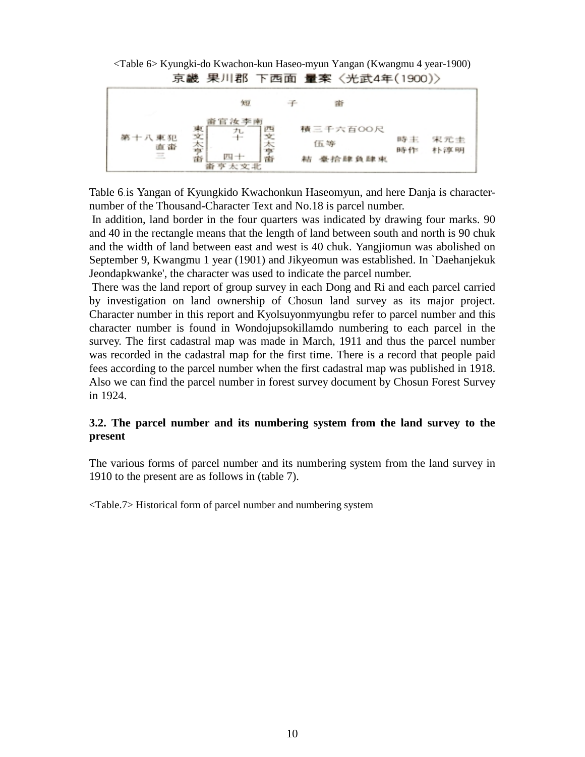<Table 6> Kyungki-do Kwachon-kun Haseo-myun Yangan (Kwangmu 4 year-1900)

京畿 果川郡 下西面 量案〈光武4年(1900)〉

| | 短 子 畓 | | |
|---|---|---|---|
| 第十八東犯 直畓 三 | 畓官汝李南 / 東文太亭畓 / 九十 / 四十 / 西文太亭畓 / 畓亭太文北 | 積三千六百00尺 / 伍等 / 結 壹拾肆負肆束 | 時主 宋元圭 / 時作 朴淳明 |

Table 6 is Yangan of Kyungkido Kwachonkun Haseomyun, and here Danja is character-number of the Thousand-Character Text and No.18 is parcel number.

In addition, land border in the four quarters was indicated by drawing four marks. 90 and 40 in the rectangle means that the length of land between south and north is 90 chuk and the width of land between east and west is 40 chuk. Yangjiomun was abolished on September 9, Kwangmu 1 year (1901) and Jikyeomun was established. In `Daehanjekuk Jeondapkwanke', the character was used to indicate the parcel number.

There was the land report of group survey in each Dong and Ri and each parcel carried by investigation on land ownership of Chosun land survey as its major project. Character number in this report and Kyolsuyonmyungbu refer to parcel number and this character number is found in Wondojupsokillamdo numbering to each parcel in the survey. The first cadastral map was made in March, 1911 and thus the parcel number was recorded in the cadastral map for the first time. There is a record that people paid fees according to the parcel number when the first cadastral map was published in 1918. Also we can find the parcel number in forest survey document by Chosun Forest Survey in 1924.

### 3.2. The parcel number and its numbering system from the land survey to the present

The various forms of parcel number and its numbering system from the land survey in 1910 to the present are as follows in (table 7).

<Table.7> Historical form of parcel number and numbering system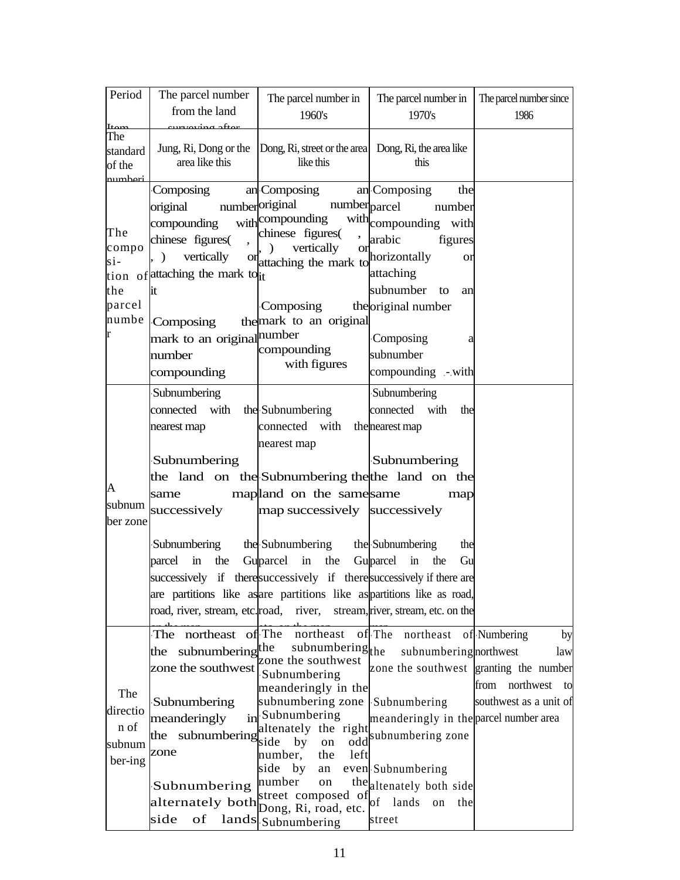| Period Item | The parcel number from the land surveying after | The parcel number in 1960's | The parcel number in 1970's | The parcel number since 1986 |
|---|---|---|---|---|
| The standard of the numberi | Jung, Ri, Dong or the area like this | Dong, Ri, street or the area like this | Dong, Ri, the area like this | |
| The composi-tion of the parcel number | ·Composing an original number compounding with chinese figures( , , ) vertically or attaching the mark to it<br><br>·Composing the mark to an original number compounding | ·Composing an original number compounding with chinese figures( , , ) vertically or attaching the mark to it<br><br>·Composing the mark to an original number compounding with figures | ·Composing the parcel number compounding with arabic figures horizontally or attaching subnumber to an original number<br><br>·Composing a subnumber compounding -with | |
| A subnumber zone | ·Subnumbering connected with the nearest map<br><br>·Subnumbering the land on the same map successively<br><br>·Subnumbering the parcel in the Gu successively if there are partitions like as road, river, stream, etc. on the map | ·Subnumbering connected with the nearest map<br><br>·Subnumbering the land on the same map successively<br><br>·Subnumbering the parcel in the Gu successively if there are partitions like as road, river, stream, etc. on the map | ·Subnumbering connected with the nearest map<br><br>·Subnumbering the land on the same map successively<br><br>·Subnumbering the parcel in the Gu successively if there are partitions like as road, river, stream, etc. on the map | |
| The direction of subnumber-ing | ·The northeast of the subnumbering zone the southwest<br><br>·Subnumbering meanderingly in the subnumbering zone<br><br>·Subnumbering alternately both side of lands | ·The northeast of the subnumbering zone the southwest<br>·Subnumbering meanderingly in the subnumbering zone<br>·Subnumbering altenately the right side by on odd number, the left side by an even number on the street composed of Dong, Ri, road, etc.<br>·Subnumbering | ·The northeast of the subnumbering zone the southwest<br><br>·Subnumbering meanderingly in the subnumbering zone<br><br>·Subnumbering altenately both side of lands on the street | ·Numbering by northwest law granting the number from northwest to southwest as a unit of parcel number area |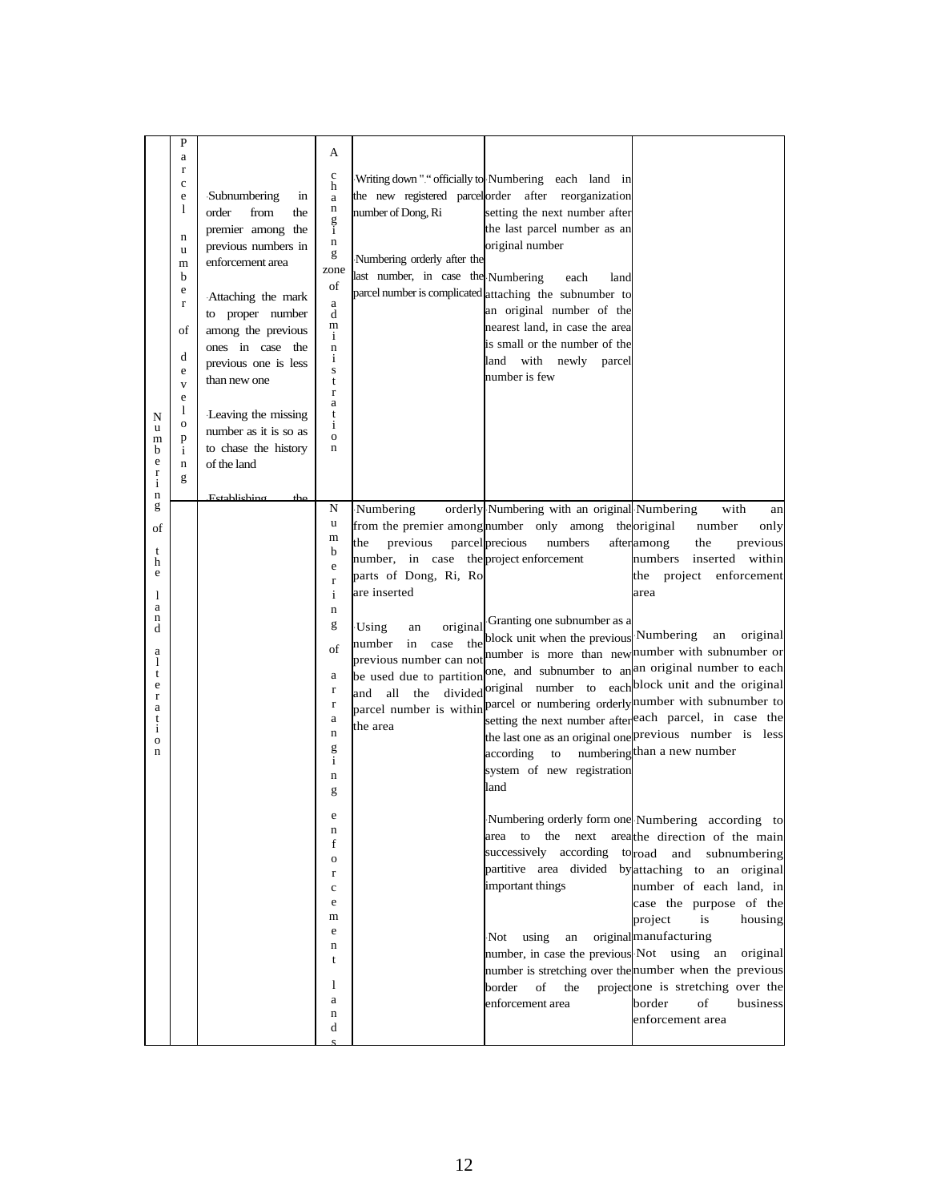| | | | | | | |
|---|---|---|---|---|---|---|
| Numbering of the land alteration | Parcel number of developing | ·Subnumbering in order from the premier among the previous numbers in enforcement area<br><br>·Attaching the mark to proper number among the previous ones in case the previous one is less than new one<br><br>·Leaving the missing number as it is so as to chase the history of the land<br><br>·Establishing the | A changing zone of administration | ·Writing down "." officially to the new registered parcel number of Dong, Ri<br><br>·Numbering orderly after the last number, in case the parcel number is complicated | ·Numbering each land in order after reorganization setting the next number after the last parcel number as an original number<br><br>·Numbering each land attaching the subnumber to an original number of the nearest land, in case the area is small or the number of the land with newly parcel number is few | |
| | | | Numbering of arranging enforcement lands | ·Numbering orderly from the premier among the previous parcel number, in case the parts of Dong, Ri, Ro are inserted<br><br>·Using an original number in case the previous number can not be used due to partition and all the divided parcel number is within the area | ·Numbering with an original number only among the precious numbers after project enforcement<br><br>·Granting one subnumber as a block unit when the previous number is more than new one, and subnumber to an original number to each parcel or numbering orderly setting the next number after the last one as an original one according to numbering system of new registration land<br><br>·Numbering orderly form one area to the next area successively according to partitive area divided by important things<br><br>·Not using an original number, in case the previous number is stretching over the border of the project enforcement area | ·Numbering with an original number only among the previous numbers inserted within the project enforcement area<br><br>·Numbering an original number with subnumber or an original number to each block unit and the original number with subnumber to each parcel, in case the previous number is less than a new number<br><br>·Numbering according to the direction of the main road and subnumbering attaching to an original number of each land, in case the purpose of the project is housing manufacturing<br><br>·Not using an original number when the previous one is stretching over the border of business enforcement area |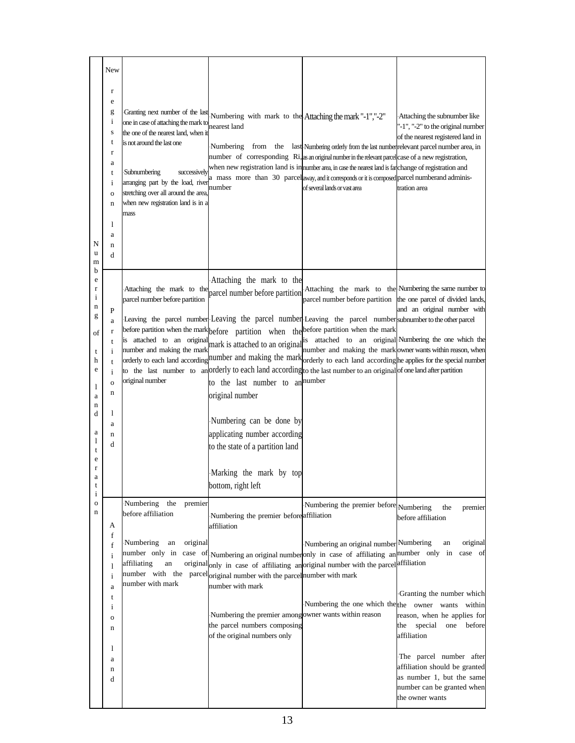| | | | | | |
|---|---|---|---|---|---|
| Numbering of the land alteration | New registration land | ·Granting next number of the last one in case of attaching the mark to the one of the nearest land, when it is not around the last one<br><br>·Subnumbering successively arranging part by the load, river stretching over all around the area, when new registration land is in a mass | ·Numbering with mark to the nearest land<br><br>·Numbering from the last number of corresponding Ri, when new registration land is in a mass more than 30 parcel number | ·Attaching the mark "-1","-2"<br><br>·Numbering orderly from the last number as an original number in the relevant parcel number area, in case the nearest land is far away, and it corresponds or it is composed of several lands or vast area | ·Attaching the subnumber like "-1", "-2" to the original number of the nearest registered land in relevant parcel number area, in case of a new registration, change of registration and parcel numberand administration area |
| | Partition land | ·Attaching the mark to the parcel number before partition<br><br>·Leaving the parcel number before partition when the mark is attached to an original number and making the mark orderly to each land according to the last number to an original number | ·Attaching the mark to the parcel number before partition<br><br>·Leaving the parcel number before partition when the mark is attached to an original number and making the mark orderly to each land according to the last number to an original number<br><br>·Numbering can be done by applicating number according to the state of a partition land<br><br>·Marking the mark by top bottom, right left | ·Attaching the mark to the parcel number before partition<br><br>·Leaving the parcel number before partition when the mark is attached to an original number and making the mark orderly to each land according to the last number to an original number | ·Numbering the same number to the one parcel of divided lands, and an original number with subnumber to the other parcel<br><br>·Numbering the one which the owner wants within reason, when he applies for the special number of one land after partition |
| | Affiliation land | ·Numbering the premier before affiliation<br><br>·Numbering an original number only in case of affiliating an original number with the parcel number with mark | ·Numbering the premier before affiliation<br><br>·Numbering an original number only in case of affiliating an original number with the parcel number with mark<br><br>·Numbering the premier among the parcel numbers composing of the original numbers only | ·Numbering the premier before affiliation<br><br>·Numbering an original number only in case of affiliating an original number with the parcel number with mark<br><br>·Numbering the one which the owner wants within reason | ·Numbering the premier before affiliation<br><br>·Numbering an original number only in case of affiliation<br><br>·Granting the number which the owner wants within reason, when he applies for the special one before affiliation<br><br>·The parcel number after affiliation should be granted as number 1, but the same number can be granted when the owner wants |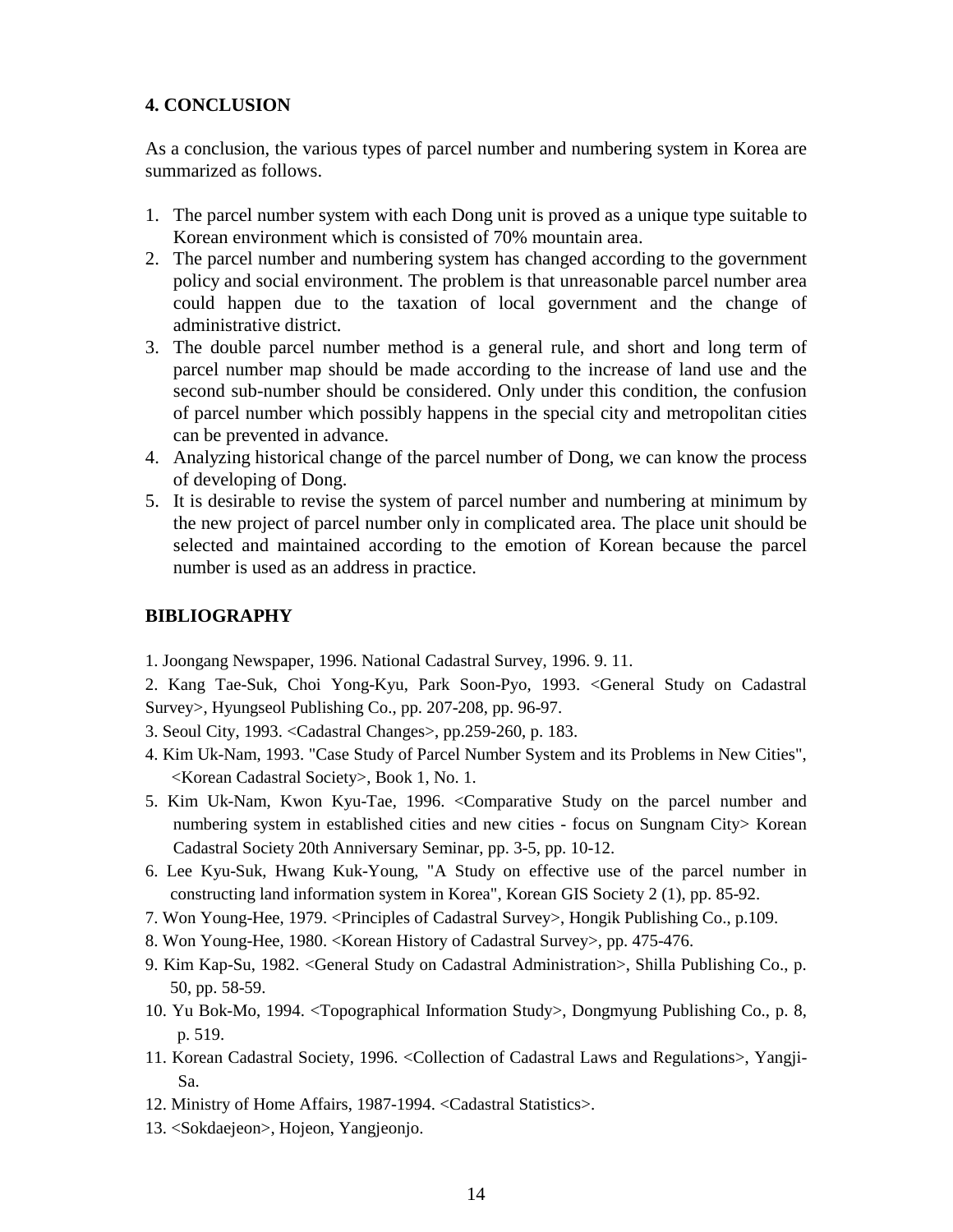## 4. CONCLUSION

As a conclusion, the various types of parcel number and numbering system in Korea are summarized as follows.

1. The parcel number system with each Dong unit is proved as a unique type suitable to Korean environment which is consisted of 70% mountain area.
2. The parcel number and numbering system has changed according to the government policy and social environment. The problem is that unreasonable parcel number area could happen due to the taxation of local government and the change of administrative district.
3. The double parcel number method is a general rule, and short and long term of parcel number map should be made according to the increase of land use and the second sub-number should be considered. Only under this condition, the confusion of parcel number which possibly happens in the special city and metropolitan cities can be prevented in advance.
4. Analyzing historical change of the parcel number of Dong, we can know the process of developing of Dong.
5. It is desirable to revise the system of parcel number and numbering at minimum by the new project of parcel number only in complicated area. The place unit should be selected and maintained according to the emotion of Korean because the parcel number is used as an address in practice.

## BIBLIOGRAPHY

1. Joongang Newspaper, 1996. National Cadastral Survey, 1996. 9. 11.
2. Kang Tae-Suk, Choi Yong-Kyu, Park Soon-Pyo, 1993. <General Study on Cadastral Survey>, Hyungseol Publishing Co., pp. 207-208, pp. 96-97.
3. Seoul City, 1993. <Cadastral Changes>, pp.259-260, p. 183.
4. Kim Uk-Nam, 1993. "Case Study of Parcel Number System and its Problems in New Cities", <Korean Cadastral Society>, Book 1, No. 1.
5. Kim Uk-Nam, Kwon Kyu-Tae, 1996. <Comparative Study on the parcel number and numbering system in established cities and new cities - focus on Sungnam City> Korean Cadastral Society 20th Anniversary Seminar, pp. 3-5, pp. 10-12.
6. Lee Kyu-Suk, Hwang Kuk-Young, "A Study on effective use of the parcel number in constructing land information system in Korea", Korean GIS Society 2 (1), pp. 85-92.
7. Won Young-Hee, 1979. <Principles of Cadastral Survey>, Hongik Publishing Co., p.109.
8. Won Young-Hee, 1980. <Korean History of Cadastral Survey>, pp. 475-476.
9. Kim Kap-Su, 1982. <General Study on Cadastral Administration>, Shilla Publishing Co., p. 50, pp. 58-59.
10. Yu Bok-Mo, 1994. <Topographical Information Study>, Dongmyung Publishing Co., p. 8, p. 519.
11. Korean Cadastral Society, 1996. <Collection of Cadastral Laws and Regulations>, Yangji-Sa.
12. Ministry of Home Affairs, 1987-1994. <Cadastral Statistics>.
13. <Sokdaejeon>, Hojeon, Yangjeonjo.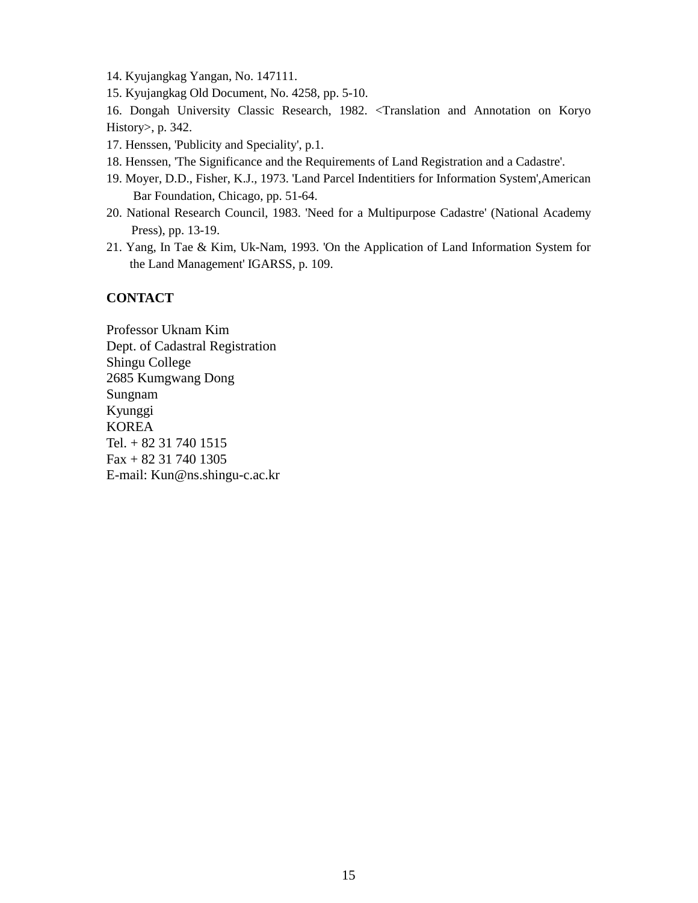14. Kyujangkag Yangan, No. 147111.
15. Kyujangkag Old Document, No. 4258, pp. 5-10.
16. Dongah University Classic Research, 1982. <Translation and Annotation on Koryo History>, p. 342.
17. Henssen, 'Publicity and Speciality', p.1.
18. Henssen, 'The Significance and the Requirements of Land Registration and a Cadastre'.
19. Moyer, D.D., Fisher, K.J., 1973. 'Land Parcel Indentitiers for Information System',American Bar Foundation, Chicago, pp. 51-64.
20. National Research Council, 1983. 'Need for a Multipurpose Cadastre' (National Academy Press), pp. 13-19.
21. Yang, In Tae & Kim, Uk-Nam, 1993. 'On the Application of Land Information System for the Land Management' IGARSS, p. 109.

## CONTACT

Professor Uknam Kim
Dept. of Cadastral Registration
Shingu College
2685 Kumgwang Dong
Sungnam
Kyunggi
KOREA
Tel. + 82 31 740 1515
Fax + 82 31 740 1305
E-mail: Kun@ns.shingu-c.ac.kr